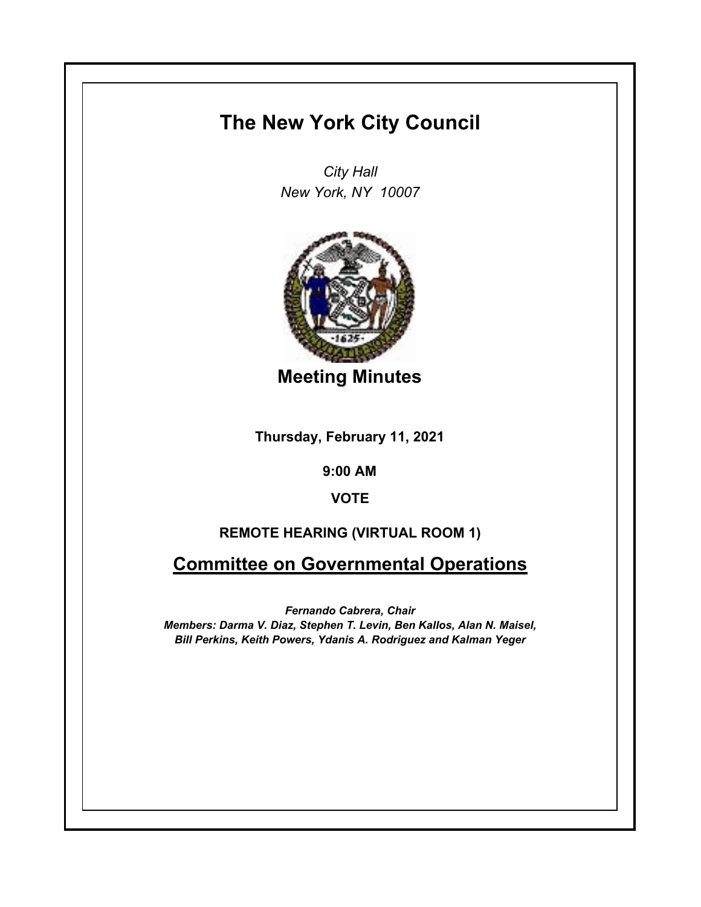# The New York City Council

*City Hall*
*New York, NY 10007*

## Meeting Minutes

**Thursday, February 11, 2021**

**9:00 AM**

**VOTE**

**REMOTE HEARING (VIRTUAL ROOM 1)**

## Committee on Governmental Operations

***Fernando Cabrera, Chair***
***Members: Darma V. Diaz, Stephen T. Levin, Ben Kallos, Alan N. Maisel, Bill Perkins, Keith Powers, Ydanis A. Rodriguez and Kalman Yeger***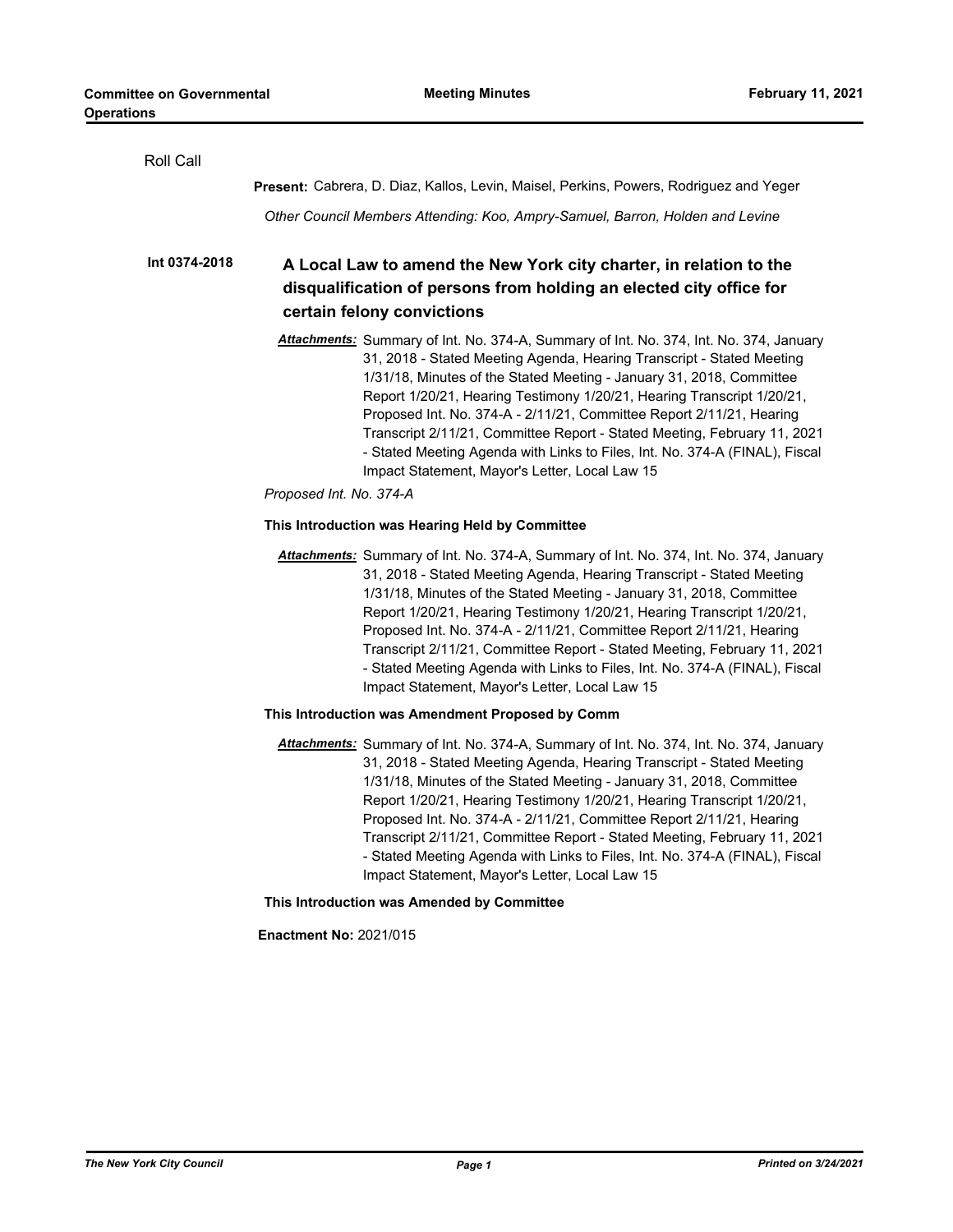Roll Call

**Present:** Cabrera, D. Diaz, Kallos, Levin, Maisel, Perkins, Powers, Rodriguez and Yeger

*Other Council Members Attending: Koo, Ampry-Samuel, Barron, Holden and Levine*

## Int 0374-2018

### A Local Law to amend the New York city charter, in relation to the disqualification of persons from holding an elected city office for certain felony convictions

***Attachments:*** Summary of Int. No. 374-A, Summary of Int. No. 374, Int. No. 374, January 31, 2018 - Stated Meeting Agenda, Hearing Transcript - Stated Meeting 1/31/18, Minutes of the Stated Meeting - January 31, 2018, Committee Report 1/20/21, Hearing Testimony 1/20/21, Hearing Transcript 1/20/21, Proposed Int. No. 374-A - 2/11/21, Committee Report 2/11/21, Hearing Transcript 2/11/21, Committee Report - Stated Meeting, February 11, 2021 - Stated Meeting Agenda with Links to Files, Int. No. 374-A (FINAL), Fiscal Impact Statement, Mayor's Letter, Local Law 15

*Proposed Int. No. 374-A*

**This Introduction was Hearing Held by Committee**

***Attachments:*** Summary of Int. No. 374-A, Summary of Int. No. 374, Int. No. 374, January 31, 2018 - Stated Meeting Agenda, Hearing Transcript - Stated Meeting 1/31/18, Minutes of the Stated Meeting - January 31, 2018, Committee Report 1/20/21, Hearing Testimony 1/20/21, Hearing Transcript 1/20/21, Proposed Int. No. 374-A - 2/11/21, Committee Report 2/11/21, Hearing Transcript 2/11/21, Committee Report - Stated Meeting, February 11, 2021 - Stated Meeting Agenda with Links to Files, Int. No. 374-A (FINAL), Fiscal Impact Statement, Mayor's Letter, Local Law 15

**This Introduction was Amendment Proposed by Comm**

***Attachments:*** Summary of Int. No. 374-A, Summary of Int. No. 374, Int. No. 374, January 31, 2018 - Stated Meeting Agenda, Hearing Transcript - Stated Meeting 1/31/18, Minutes of the Stated Meeting - January 31, 2018, Committee Report 1/20/21, Hearing Testimony 1/20/21, Hearing Transcript 1/20/21, Proposed Int. No. 374-A - 2/11/21, Committee Report 2/11/21, Hearing Transcript 2/11/21, Committee Report - Stated Meeting, February 11, 2021 - Stated Meeting Agenda with Links to Files, Int. No. 374-A (FINAL), Fiscal Impact Statement, Mayor's Letter, Local Law 15

**This Introduction was Amended by Committee**

**Enactment No:** 2021/015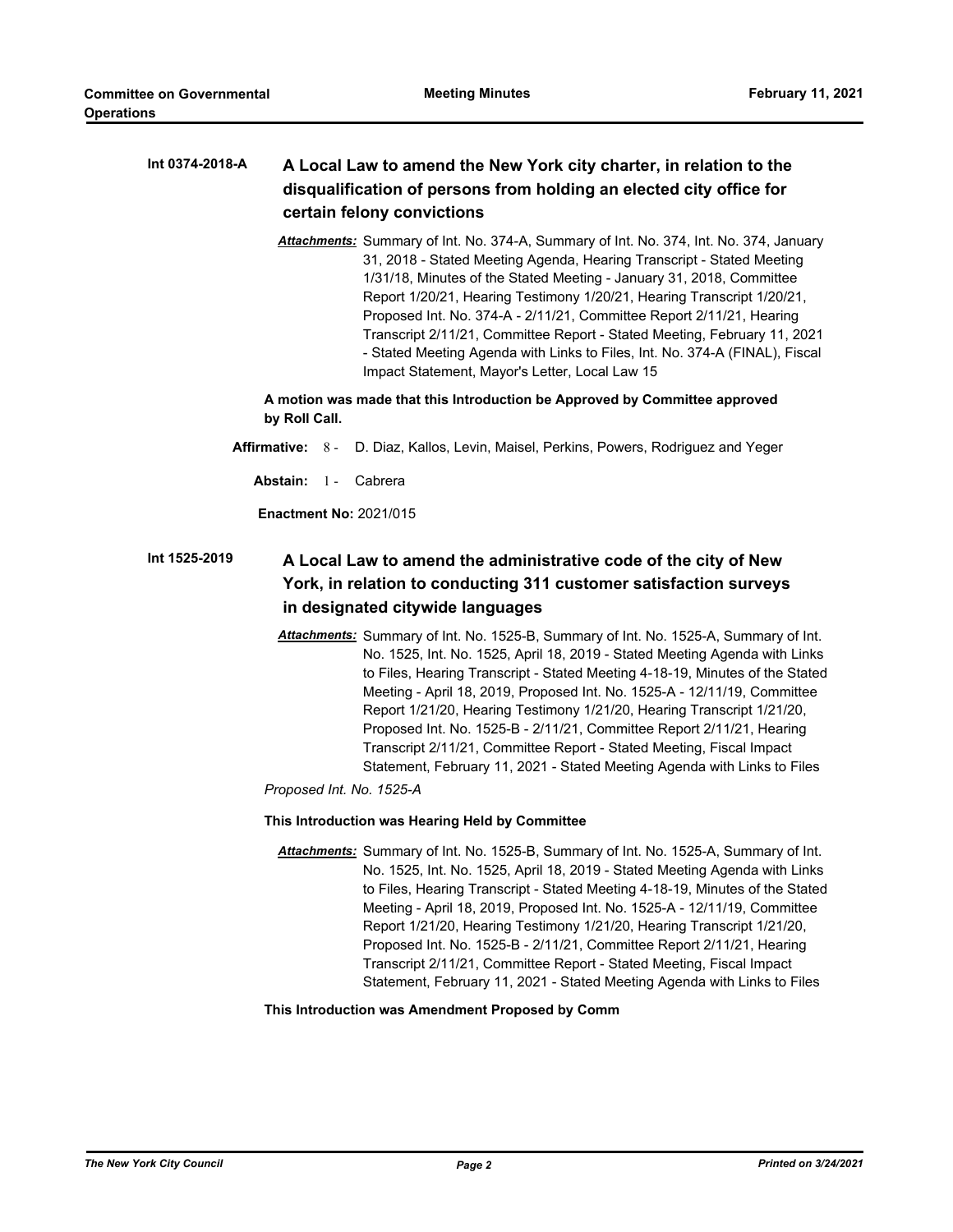**Int 0374-2018-A** **A Local Law to amend the New York city charter, in relation to the disqualification of persons from holding an elected city office for certain felony convictions**

***Attachments:*** Summary of Int. No. 374-A, Summary of Int. No. 374, Int. No. 374, January 31, 2018 - Stated Meeting Agenda, Hearing Transcript - Stated Meeting 1/31/18, Minutes of the Stated Meeting - January 31, 2018, Committee Report 1/20/21, Hearing Testimony 1/20/21, Hearing Transcript 1/20/21, Proposed Int. No. 374-A - 2/11/21, Committee Report 2/11/21, Hearing Transcript 2/11/21, Committee Report - Stated Meeting, February 11, 2021 - Stated Meeting Agenda with Links to Files, Int. No. 374-A (FINAL), Fiscal Impact Statement, Mayor's Letter, Local Law 15

**A motion was made that this Introduction be Approved by Committee approved by Roll Call.**

**Affirmative:** 8 - D. Diaz, Kallos, Levin, Maisel, Perkins, Powers, Rodriguez and Yeger

**Abstain:** 1 - Cabrera

**Enactment No:** 2021/015

**Int 1525-2019** **A Local Law to amend the administrative code of the city of New York, in relation to conducting 311 customer satisfaction surveys in designated citywide languages**

***Attachments:*** Summary of Int. No. 1525-B, Summary of Int. No. 1525-A, Summary of Int. No. 1525, Int. No. 1525, April 18, 2019 - Stated Meeting Agenda with Links to Files, Hearing Transcript - Stated Meeting 4-18-19, Minutes of the Stated Meeting - April 18, 2019, Proposed Int. No. 1525-A - 12/11/19, Committee Report 1/21/20, Hearing Testimony 1/21/20, Hearing Transcript 1/21/20, Proposed Int. No. 1525-B - 2/11/21, Committee Report 2/11/21, Hearing Transcript 2/11/21, Committee Report - Stated Meeting, Fiscal Impact Statement, February 11, 2021 - Stated Meeting Agenda with Links to Files

*Proposed Int. No. 1525-A*

**This Introduction was Hearing Held by Committee**

***Attachments:*** Summary of Int. No. 1525-B, Summary of Int. No. 1525-A, Summary of Int. No. 1525, Int. No. 1525, April 18, 2019 - Stated Meeting Agenda with Links to Files, Hearing Transcript - Stated Meeting 4-18-19, Minutes of the Stated Meeting - April 18, 2019, Proposed Int. No. 1525-A - 12/11/19, Committee Report 1/21/20, Hearing Testimony 1/21/20, Hearing Transcript 1/21/20, Proposed Int. No. 1525-B - 2/11/21, Committee Report 2/11/21, Hearing Transcript 2/11/21, Committee Report - Stated Meeting, Fiscal Impact Statement, February 11, 2021 - Stated Meeting Agenda with Links to Files

**This Introduction was Amendment Proposed by Comm**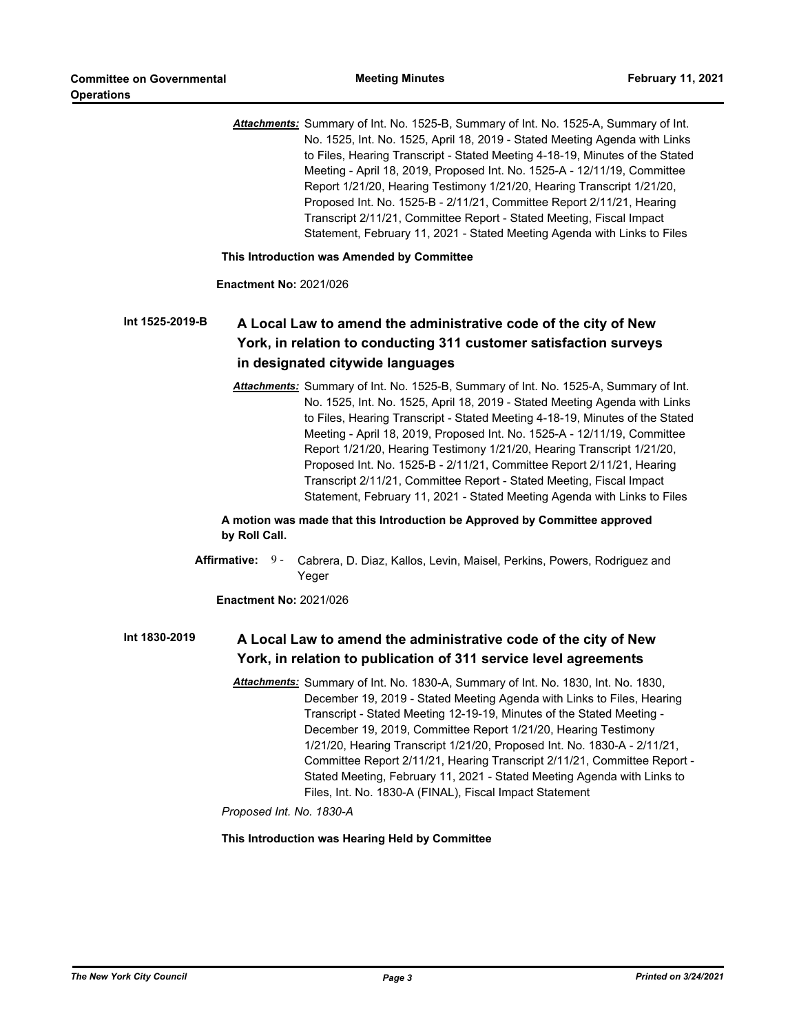***Attachments:*** Summary of Int. No. 1525-B, Summary of Int. No. 1525-A, Summary of Int. No. 1525, Int. No. 1525, April 18, 2019 - Stated Meeting Agenda with Links to Files, Hearing Transcript - Stated Meeting 4-18-19, Minutes of the Stated Meeting - April 18, 2019, Proposed Int. No. 1525-A - 12/11/19, Committee Report 1/21/20, Hearing Testimony 1/21/20, Hearing Transcript 1/21/20, Proposed Int. No. 1525-B - 2/11/21, Committee Report 2/11/21, Hearing Transcript 2/11/21, Committee Report - Stated Meeting, Fiscal Impact Statement, February 11, 2021 - Stated Meeting Agenda with Links to Files

**This Introduction was Amended by Committee**

**Enactment No:** 2021/026

**Int 1525-2019-B**

### A Local Law to amend the administrative code of the city of New York, in relation to conducting 311 customer satisfaction surveys in designated citywide languages

***Attachments:*** Summary of Int. No. 1525-B, Summary of Int. No. 1525-A, Summary of Int. No. 1525, Int. No. 1525, April 18, 2019 - Stated Meeting Agenda with Links to Files, Hearing Transcript - Stated Meeting 4-18-19, Minutes of the Stated Meeting - April 18, 2019, Proposed Int. No. 1525-A - 12/11/19, Committee Report 1/21/20, Hearing Testimony 1/21/20, Hearing Transcript 1/21/20, Proposed Int. No. 1525-B - 2/11/21, Committee Report 2/11/21, Hearing Transcript 2/11/21, Committee Report - Stated Meeting, Fiscal Impact Statement, February 11, 2021 - Stated Meeting Agenda with Links to Files

**A motion was made that this Introduction be Approved by Committee approved by Roll Call.**

**Affirmative:** 9 - Cabrera, D. Diaz, Kallos, Levin, Maisel, Perkins, Powers, Rodriguez and Yeger

**Enactment No:** 2021/026

**Int 1830-2019**

### A Local Law to amend the administrative code of the city of New York, in relation to publication of 311 service level agreements

***Attachments:*** Summary of Int. No. 1830-A, Summary of Int. No. 1830, Int. No. 1830, December 19, 2019 - Stated Meeting Agenda with Links to Files, Hearing Transcript - Stated Meeting 12-19-19, Minutes of the Stated Meeting - December 19, 2019, Committee Report 1/21/20, Hearing Testimony 1/21/20, Hearing Transcript 1/21/20, Proposed Int. No. 1830-A - 2/11/21, Committee Report 2/11/21, Hearing Transcript 2/11/21, Committee Report - Stated Meeting, February 11, 2021 - Stated Meeting Agenda with Links to Files, Int. No. 1830-A (FINAL), Fiscal Impact Statement

*Proposed Int. No. 1830-A*

**This Introduction was Hearing Held by Committee**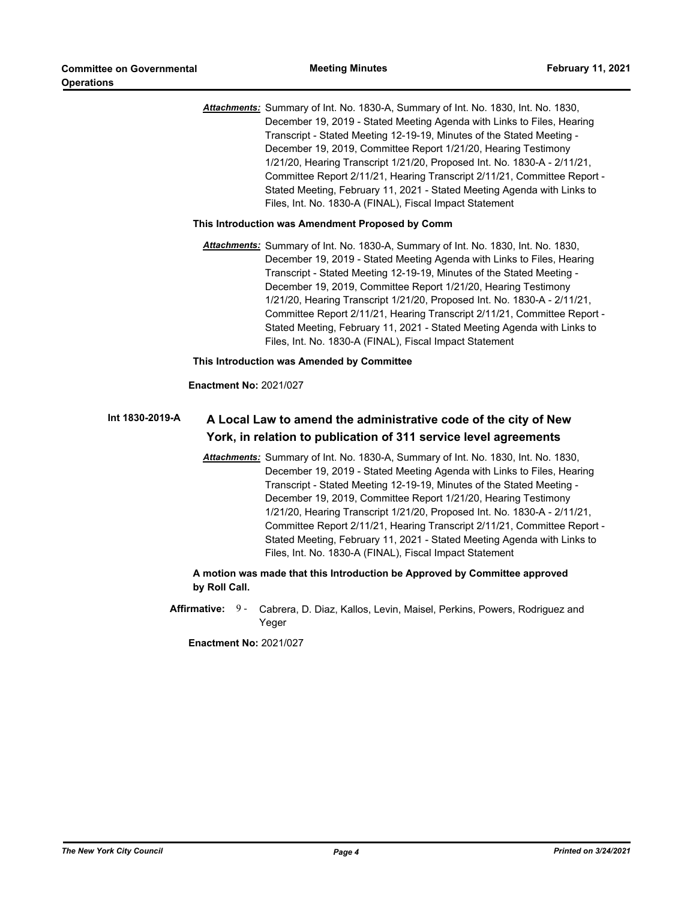***Attachments:*** Summary of Int. No. 1830-A, Summary of Int. No. 1830, Int. No. 1830, December 19, 2019 - Stated Meeting Agenda with Links to Files, Hearing Transcript - Stated Meeting 12-19-19, Minutes of the Stated Meeting - December 19, 2019, Committee Report 1/21/20, Hearing Testimony 1/21/20, Hearing Transcript 1/21/20, Proposed Int. No. 1830-A - 2/11/21, Committee Report 2/11/21, Hearing Transcript 2/11/21, Committee Report - Stated Meeting, February 11, 2021 - Stated Meeting Agenda with Links to Files, Int. No. 1830-A (FINAL), Fiscal Impact Statement

**This Introduction was Amendment Proposed by Comm**

***Attachments:*** Summary of Int. No. 1830-A, Summary of Int. No. 1830, Int. No. 1830, December 19, 2019 - Stated Meeting Agenda with Links to Files, Hearing Transcript - Stated Meeting 12-19-19, Minutes of the Stated Meeting - December 19, 2019, Committee Report 1/21/20, Hearing Testimony 1/21/20, Hearing Transcript 1/21/20, Proposed Int. No. 1830-A - 2/11/21, Committee Report 2/11/21, Hearing Transcript 2/11/21, Committee Report - Stated Meeting, February 11, 2021 - Stated Meeting Agenda with Links to Files, Int. No. 1830-A (FINAL), Fiscal Impact Statement

**This Introduction was Amended by Committee**

**Enactment No:** 2021/027

**Int 1830-2019-A**

## A Local Law to amend the administrative code of the city of New York, in relation to publication of 311 service level agreements

***Attachments:*** Summary of Int. No. 1830-A, Summary of Int. No. 1830, Int. No. 1830, December 19, 2019 - Stated Meeting Agenda with Links to Files, Hearing Transcript - Stated Meeting 12-19-19, Minutes of the Stated Meeting - December 19, 2019, Committee Report 1/21/20, Hearing Testimony 1/21/20, Hearing Transcript 1/21/20, Proposed Int. No. 1830-A - 2/11/21, Committee Report 2/11/21, Hearing Transcript 2/11/21, Committee Report - Stated Meeting, February 11, 2021 - Stated Meeting Agenda with Links to Files, Int. No. 1830-A (FINAL), Fiscal Impact Statement

**A motion was made that this Introduction be Approved by Committee approved by Roll Call.**

**Affirmative:** 9 - Cabrera, D. Diaz, Kallos, Levin, Maisel, Perkins, Powers, Rodriguez and Yeger

**Enactment No:** 2021/027